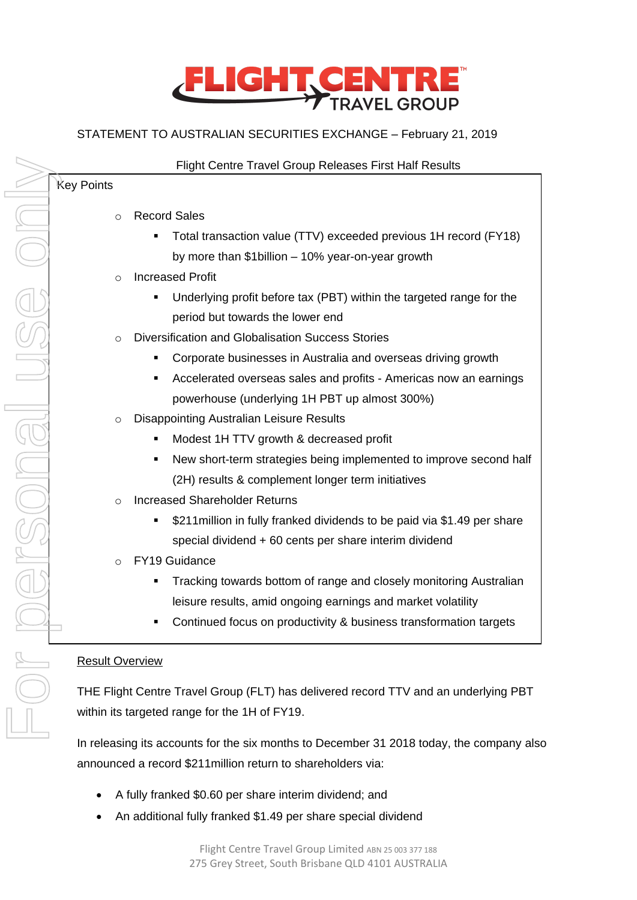STATEMENT TO AUSTRALIAN SECURITIES EXCHANGE – February 21, 2019

# Flight Centre Travel Group Releases First Half Results

## Key Points

- Record Sales
  - Total transaction value (TTV) exceeded previous 1H record (FY18) by more than $1billion – 10% year-on-year growth
- Increased Profit
  - Underlying profit before tax (PBT) within the targeted range for the period but towards the lower end
- Diversification and Globalisation Success Stories
  - Corporate businesses in Australia and overseas driving growth
  - Accelerated overseas sales and profits - Americas now an earnings powerhouse (underlying 1H PBT up almost 300%)
- Disappointing Australian Leisure Results
  - Modest 1H TTV growth & decreased profit
  - New short-term strategies being implemented to improve second half (2H) results & complement longer term initiatives
- Increased Shareholder Returns
  - $211million in fully franked dividends to be paid via $1.49 per share special dividend + 60 cents per share interim dividend
- FY19 Guidance
  - Tracking towards bottom of range and closely monitoring Australian leisure results, amid ongoing earnings and market volatility
  - Continued focus on productivity & business transformation targets

## Result Overview

THE Flight Centre Travel Group (FLT) has delivered record TTV and an underlying PBT within its targeted range for the 1H of FY19.

In releasing its accounts for the six months to December 31 2018 today, the company also announced a record $211million return to shareholders via:

- A fully franked $0.60 per share interim dividend; and
- An additional fully franked $1.49 per share special dividend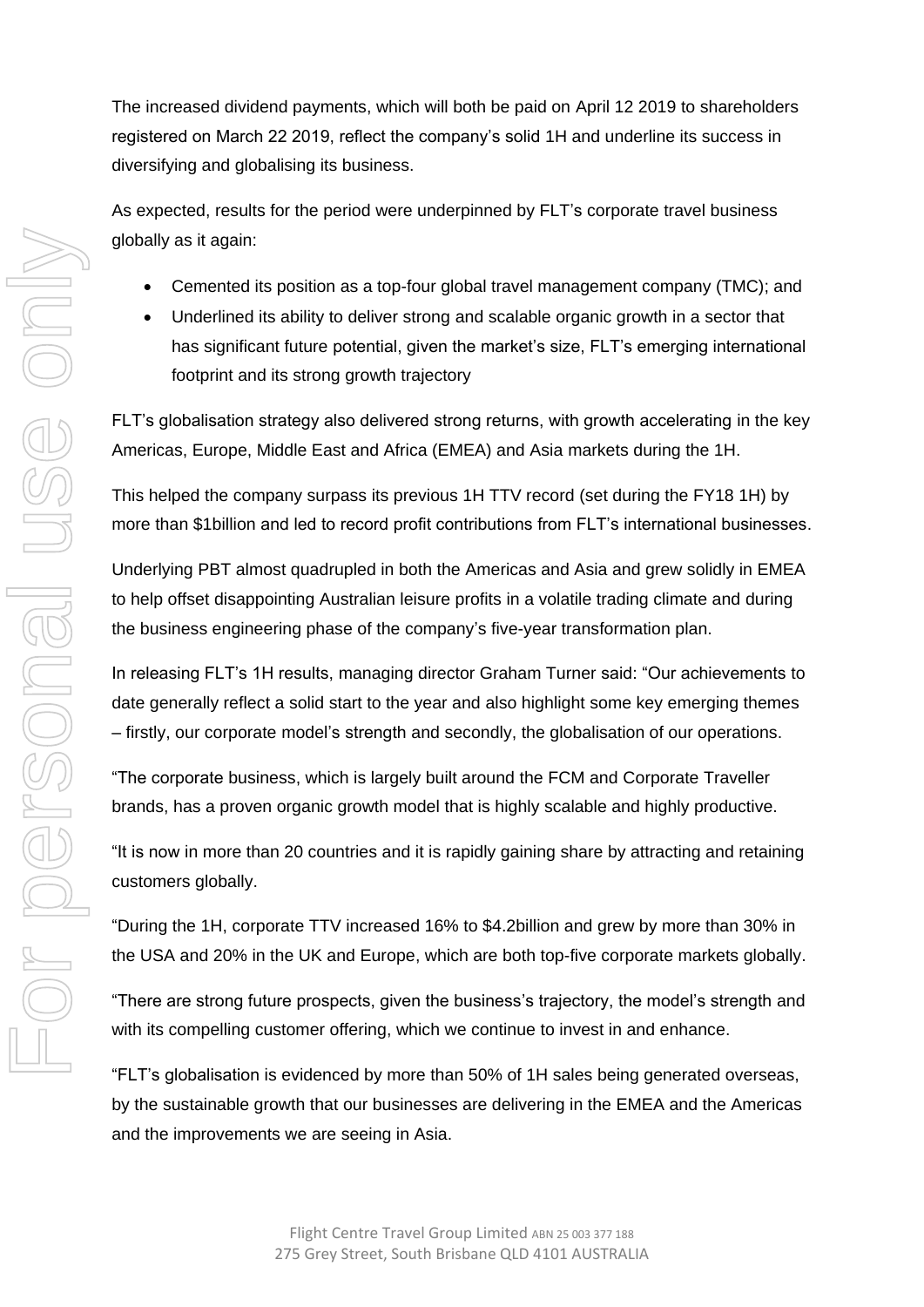The increased dividend payments, which will both be paid on April 12 2019 to shareholders registered on March 22 2019, reflect the company's solid 1H and underline its success in diversifying and globalising its business.

As expected, results for the period were underpinned by FLT's corporate travel business globally as it again:

- Cemented its position as a top-four global travel management company (TMC); and
- Underlined its ability to deliver strong and scalable organic growth in a sector that has significant future potential, given the market's size, FLT's emerging international footprint and its strong growth trajectory

FLT's globalisation strategy also delivered strong returns, with growth accelerating in the key Americas, Europe, Middle East and Africa (EMEA) and Asia markets during the 1H.

This helped the company surpass its previous 1H TTV record (set during the FY18 1H) by more than $1billion and led to record profit contributions from FLT's international businesses.

Underlying PBT almost quadrupled in both the Americas and Asia and grew solidly in EMEA to help offset disappointing Australian leisure profits in a volatile trading climate and during the business engineering phase of the company's five-year transformation plan.

In releasing FLT's 1H results, managing director Graham Turner said: "Our achievements to date generally reflect a solid start to the year and also highlight some key emerging themes – firstly, our corporate model's strength and secondly, the globalisation of our operations.

"The corporate business, which is largely built around the FCM and Corporate Traveller brands, has a proven organic growth model that is highly scalable and highly productive.

"It is now in more than 20 countries and it is rapidly gaining share by attracting and retaining customers globally.

"During the 1H, corporate TTV increased 16% to $4.2billion and grew by more than 30% in the USA and 20% in the UK and Europe, which are both top-five corporate markets globally.

"There are strong future prospects, given the business's trajectory, the model's strength and with its compelling customer offering, which we continue to invest in and enhance.

"FLT's globalisation is evidenced by more than 50% of 1H sales being generated overseas, by the sustainable growth that our businesses are delivering in the EMEA and the Americas and the improvements we are seeing in Asia.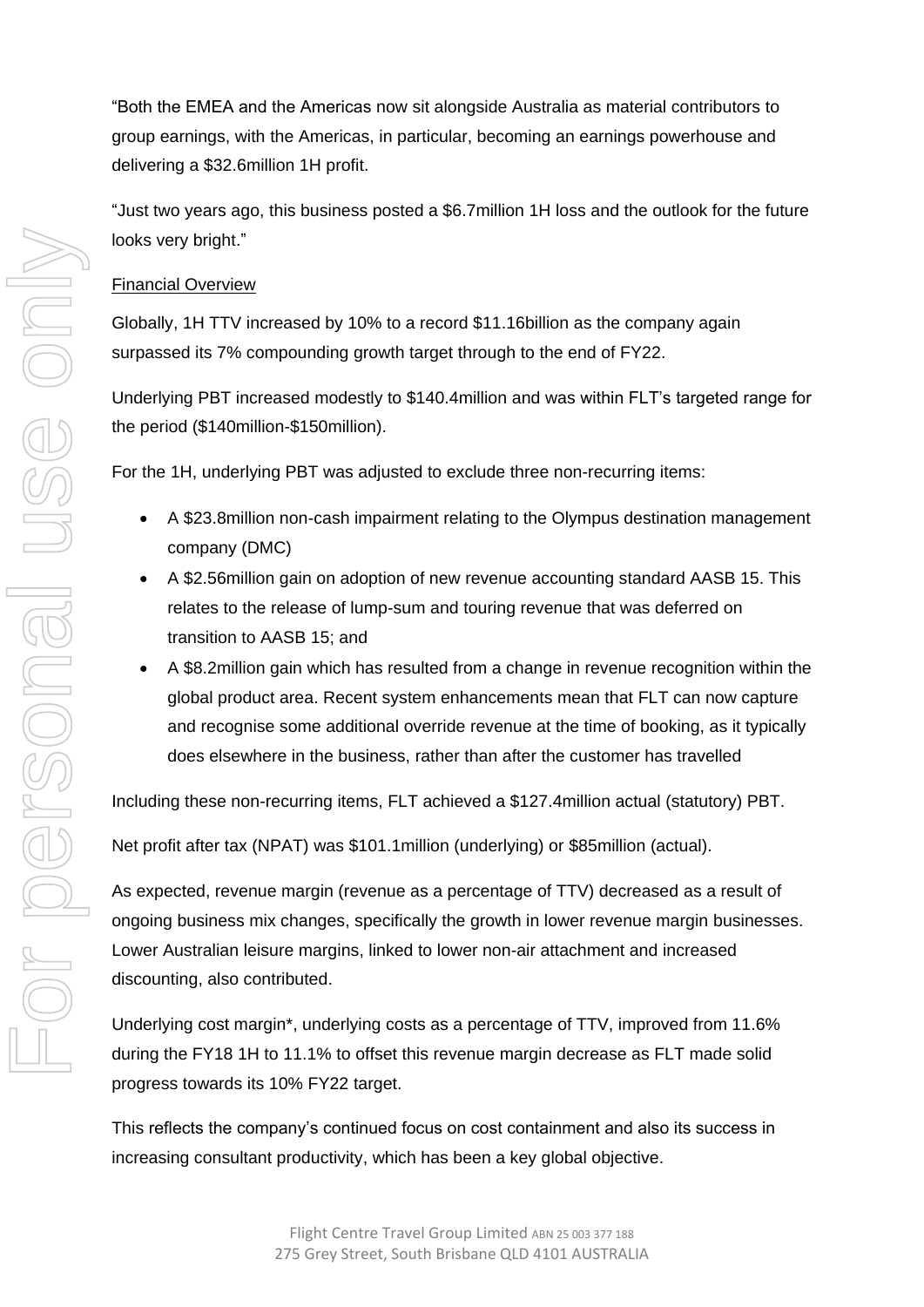"Both the EMEA and the Americas now sit alongside Australia as material contributors to group earnings, with the Americas, in particular, becoming an earnings powerhouse and delivering a $32.6million 1H profit.

"Just two years ago, this business posted a $6.7million 1H loss and the outlook for the future looks very bright."

## Financial Overview

Globally, 1H TTV increased by 10% to a record $11.16billion as the company again surpassed its 7% compounding growth target through to the end of FY22.

Underlying PBT increased modestly to $140.4million and was within FLT's targeted range for the period ($140million-$150million).

For the 1H, underlying PBT was adjusted to exclude three non-recurring items:

- A $23.8million non-cash impairment relating to the Olympus destination management company (DMC)
- A $2.56million gain on adoption of new revenue accounting standard AASB 15. This relates to the release of lump-sum and touring revenue that was deferred on transition to AASB 15; and
- A $8.2million gain which has resulted from a change in revenue recognition within the global product area. Recent system enhancements mean that FLT can now capture and recognise some additional override revenue at the time of booking, as it typically does elsewhere in the business, rather than after the customer has travelled

Including these non-recurring items, FLT achieved a $127.4million actual (statutory) PBT.

Net profit after tax (NPAT) was $101.1million (underlying) or $85million (actual).

As expected, revenue margin (revenue as a percentage of TTV) decreased as a result of ongoing business mix changes, specifically the growth in lower revenue margin businesses. Lower Australian leisure margins, linked to lower non-air attachment and increased discounting, also contributed.

Underlying cost margin*, underlying costs as a percentage of TTV, improved from 11.6% during the FY18 1H to 11.1% to offset this revenue margin decrease as FLT made solid progress towards its 10% FY22 target.

This reflects the company's continued focus on cost containment and also its success in increasing consultant productivity, which has been a key global objective.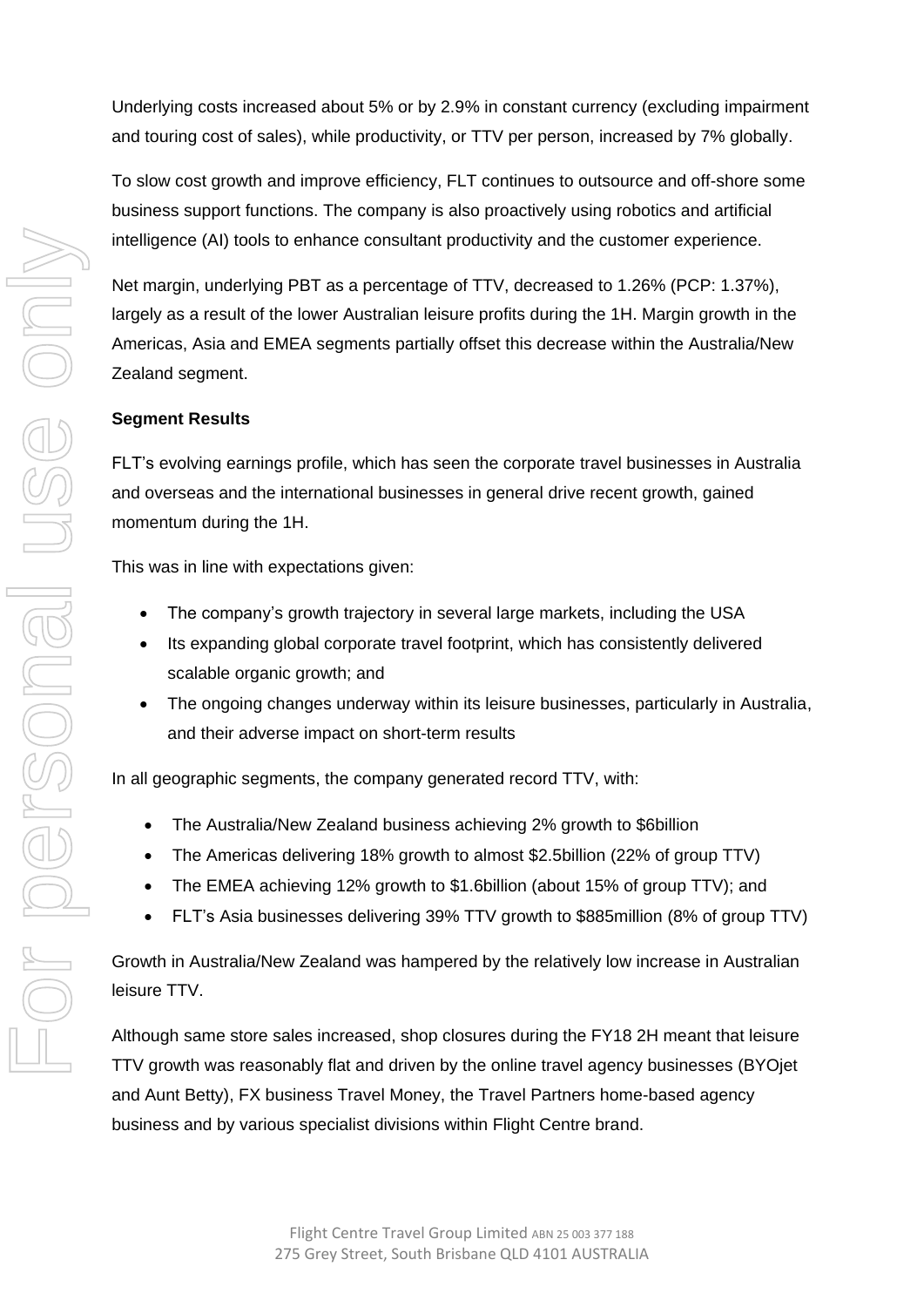Underlying costs increased about 5% or by 2.9% in constant currency (excluding impairment and touring cost of sales), while productivity, or TTV per person, increased by 7% globally.

To slow cost growth and improve efficiency, FLT continues to outsource and off-shore some business support functions. The company is also proactively using robotics and artificial intelligence (AI) tools to enhance consultant productivity and the customer experience.

Net margin, underlying PBT as a percentage of TTV, decreased to 1.26% (PCP: 1.37%), largely as a result of the lower Australian leisure profits during the 1H. Margin growth in the Americas, Asia and EMEA segments partially offset this decrease within the Australia/New Zealand segment.

**Segment Results**

FLT's evolving earnings profile, which has seen the corporate travel businesses in Australia and overseas and the international businesses in general drive recent growth, gained momentum during the 1H.

This was in line with expectations given:

- The company's growth trajectory in several large markets, including the USA
- Its expanding global corporate travel footprint, which has consistently delivered scalable organic growth; and
- The ongoing changes underway within its leisure businesses, particularly in Australia, and their adverse impact on short-term results

In all geographic segments, the company generated record TTV, with:

- The Australia/New Zealand business achieving 2% growth to $6billion
- The Americas delivering 18% growth to almost $2.5billion (22% of group TTV)
- The EMEA achieving 12% growth to $1.6billion (about 15% of group TTV); and
- FLT's Asia businesses delivering 39% TTV growth to $885million (8% of group TTV)

Growth in Australia/New Zealand was hampered by the relatively low increase in Australian leisure TTV.

Although same store sales increased, shop closures during the FY18 2H meant that leisure TTV growth was reasonably flat and driven by the online travel agency businesses (BYOjet and Aunt Betty), FX business Travel Money, the Travel Partners home-based agency business and by various specialist divisions within Flight Centre brand.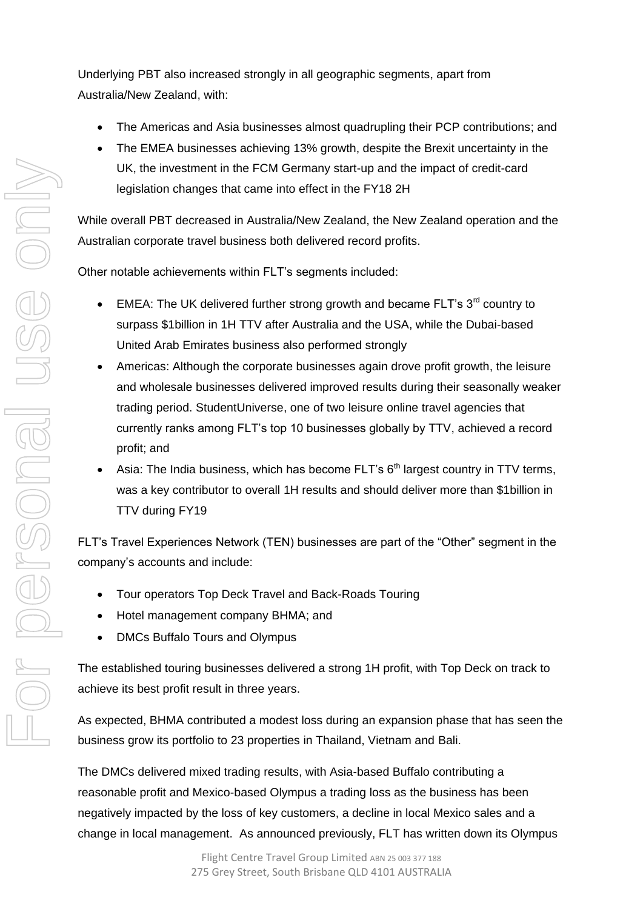Underlying PBT also increased strongly in all geographic segments, apart from Australia/New Zealand, with:

- The Americas and Asia businesses almost quadrupling their PCP contributions; and
- The EMEA businesses achieving 13% growth, despite the Brexit uncertainty in the UK, the investment in the FCM Germany start-up and the impact of credit-card legislation changes that came into effect in the FY18 2H

While overall PBT decreased in Australia/New Zealand, the New Zealand operation and the Australian corporate travel business both delivered record profits.

Other notable achievements within FLT's segments included:

- EMEA: The UK delivered further strong growth and became FLT's 3rd country to surpass $1billion in 1H TTV after Australia and the USA, while the Dubai-based United Arab Emirates business also performed strongly
- Americas: Although the corporate businesses again drove profit growth, the leisure and wholesale businesses delivered improved results during their seasonally weaker trading period. StudentUniverse, one of two leisure online travel agencies that currently ranks among FLT's top 10 businesses globally by TTV, achieved a record profit; and
- Asia: The India business, which has become FLT's 6th largest country in TTV terms, was a key contributor to overall 1H results and should deliver more than $1billion in TTV during FY19

FLT's Travel Experiences Network (TEN) businesses are part of the "Other" segment in the company's accounts and include:

- Tour operators Top Deck Travel and Back-Roads Touring
- Hotel management company BHMA; and
- DMCs Buffalo Tours and Olympus

The established touring businesses delivered a strong 1H profit, with Top Deck on track to achieve its best profit result in three years.

As expected, BHMA contributed a modest loss during an expansion phase that has seen the business grow its portfolio to 23 properties in Thailand, Vietnam and Bali.

The DMCs delivered mixed trading results, with Asia-based Buffalo contributing a reasonable profit and Mexico-based Olympus a trading loss as the business has been negatively impacted by the loss of key customers, a decline in local Mexico sales and a change in local management. As announced previously, FLT has written down its Olympus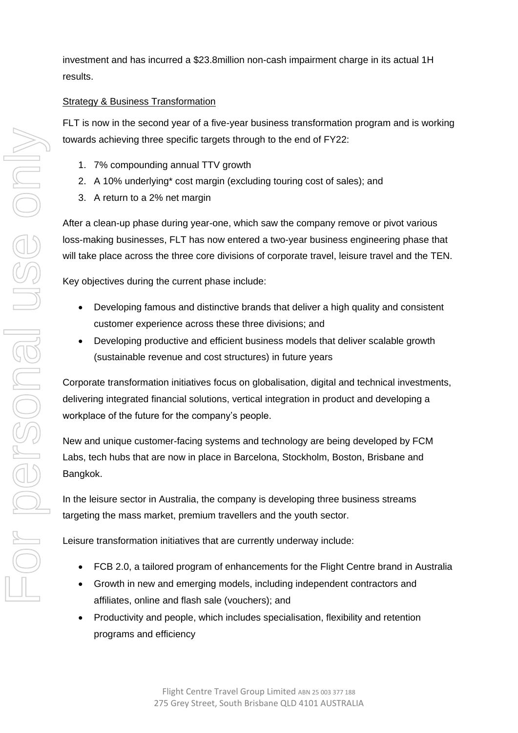investment and has incurred a $23.8million non-cash impairment charge in its actual 1H results.

Strategy & Business Transformation

FLT is now in the second year of a five-year business transformation program and is working towards achieving three specific targets through to the end of FY22:

1. 7% compounding annual TTV growth
2. A 10% underlying* cost margin (excluding touring cost of sales); and
3. A return to a 2% net margin

After a clean-up phase during year-one, which saw the company remove or pivot various loss-making businesses, FLT has now entered a two-year business engineering phase that will take place across the three core divisions of corporate travel, leisure travel and the TEN.

Key objectives during the current phase include:

- Developing famous and distinctive brands that deliver a high quality and consistent customer experience across these three divisions; and
- Developing productive and efficient business models that deliver scalable growth (sustainable revenue and cost structures) in future years

Corporate transformation initiatives focus on globalisation, digital and technical investments, delivering integrated financial solutions, vertical integration in product and developing a workplace of the future for the company's people.

New and unique customer-facing systems and technology are being developed by FCM Labs, tech hubs that are now in place in Barcelona, Stockholm, Boston, Brisbane and Bangkok.

In the leisure sector in Australia, the company is developing three business streams targeting the mass market, premium travellers and the youth sector.

Leisure transformation initiatives that are currently underway include:

- FCB 2.0, a tailored program of enhancements for the Flight Centre brand in Australia
- Growth in new and emerging models, including independent contractors and affiliates, online and flash sale (vouchers); and
- Productivity and people, which includes specialisation, flexibility and retention programs and efficiency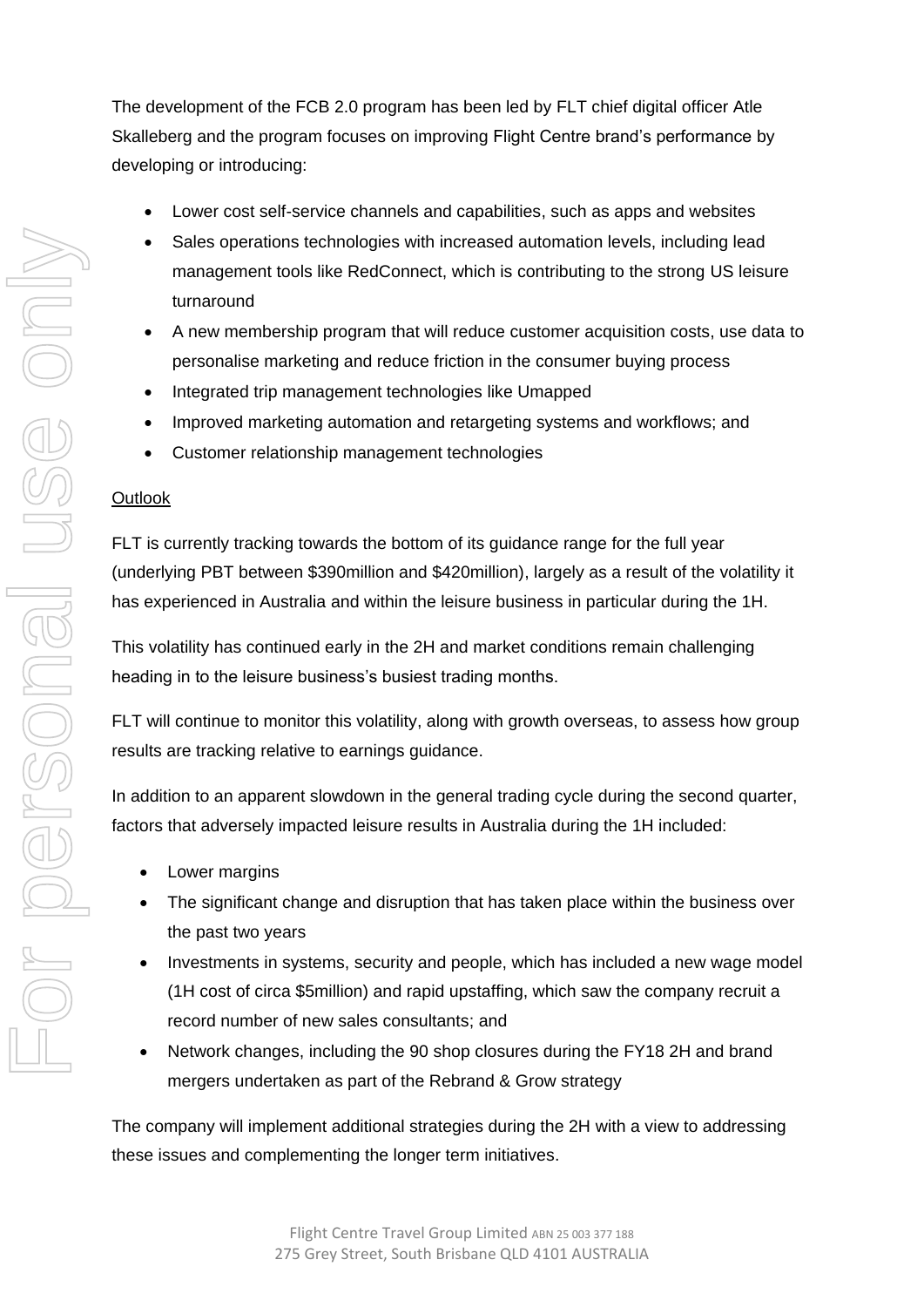The development of the FCB 2.0 program has been led by FLT chief digital officer Atle Skalleberg and the program focuses on improving Flight Centre brand's performance by developing or introducing:

- Lower cost self-service channels and capabilities, such as apps and websites
- Sales operations technologies with increased automation levels, including lead management tools like RedConnect, which is contributing to the strong US leisure turnaround
- A new membership program that will reduce customer acquisition costs, use data to personalise marketing and reduce friction in the consumer buying process
- Integrated trip management technologies like Umapped
- Improved marketing automation and retargeting systems and workflows; and
- Customer relationship management technologies

<u>Outlook</u>

FLT is currently tracking towards the bottom of its guidance range for the full year (underlying PBT between $390million and $420million), largely as a result of the volatility it has experienced in Australia and within the leisure business in particular during the 1H.

This volatility has continued early in the 2H and market conditions remain challenging heading in to the leisure business's busiest trading months.

FLT will continue to monitor this volatility, along with growth overseas, to assess how group results are tracking relative to earnings guidance.

In addition to an apparent slowdown in the general trading cycle during the second quarter, factors that adversely impacted leisure results in Australia during the 1H included:

- Lower margins
- The significant change and disruption that has taken place within the business over the past two years
- Investments in systems, security and people, which has included a new wage model (1H cost of circa $5million) and rapid upstaffing, which saw the company recruit a record number of new sales consultants; and
- Network changes, including the 90 shop closures during the FY18 2H and brand mergers undertaken as part of the Rebrand & Grow strategy

The company will implement additional strategies during the 2H with a view to addressing these issues and complementing the longer term initiatives.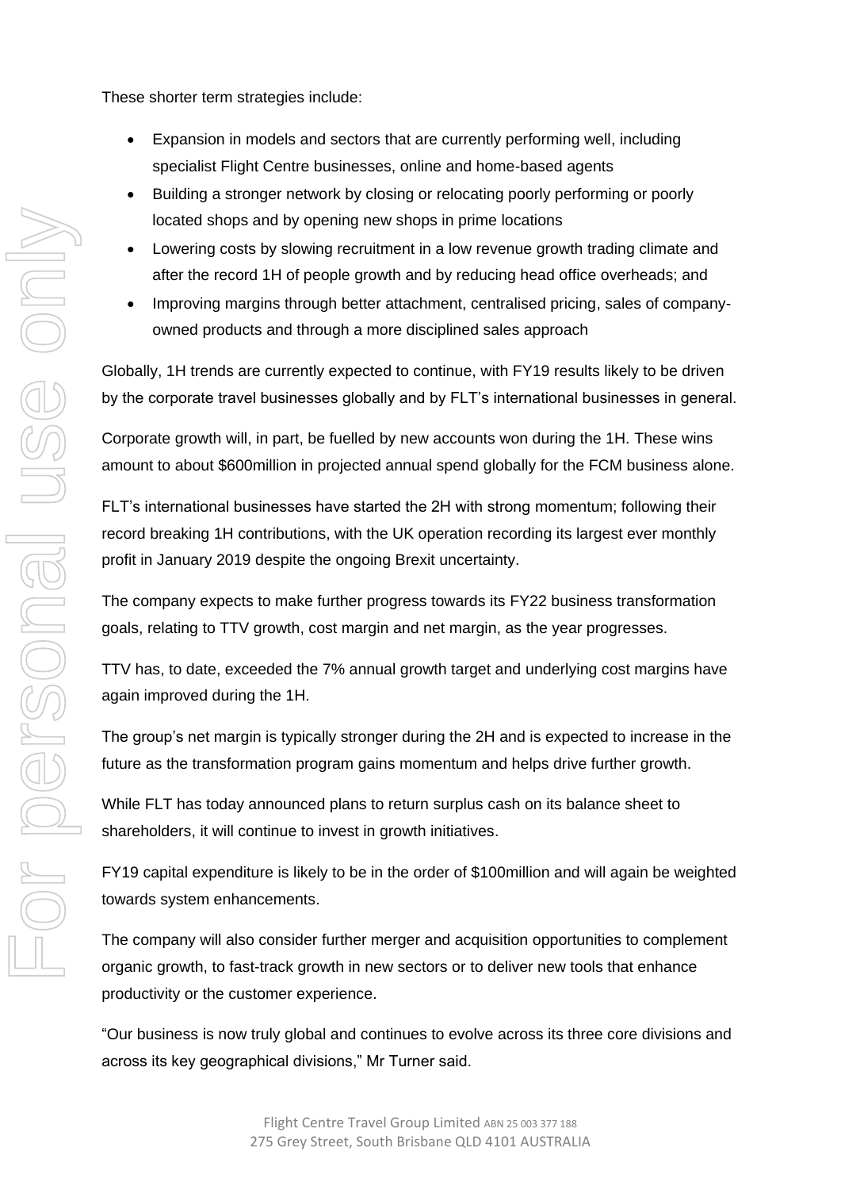These shorter term strategies include:

- Expansion in models and sectors that are currently performing well, including specialist Flight Centre businesses, online and home-based agents
- Building a stronger network by closing or relocating poorly performing or poorly located shops and by opening new shops in prime locations
- Lowering costs by slowing recruitment in a low revenue growth trading climate and after the record 1H of people growth and by reducing head office overheads; and
- Improving margins through better attachment, centralised pricing, sales of company-owned products and through a more disciplined sales approach

Globally, 1H trends are currently expected to continue, with FY19 results likely to be driven by the corporate travel businesses globally and by FLT's international businesses in general.

Corporate growth will, in part, be fuelled by new accounts won during the 1H. These wins amount to about $600million in projected annual spend globally for the FCM business alone.

FLT's international businesses have started the 2H with strong momentum; following their record breaking 1H contributions, with the UK operation recording its largest ever monthly profit in January 2019 despite the ongoing Brexit uncertainty.

The company expects to make further progress towards its FY22 business transformation goals, relating to TTV growth, cost margin and net margin, as the year progresses.

TTV has, to date, exceeded the 7% annual growth target and underlying cost margins have again improved during the 1H.

The group's net margin is typically stronger during the 2H and is expected to increase in the future as the transformation program gains momentum and helps drive further growth.

While FLT has today announced plans to return surplus cash on its balance sheet to shareholders, it will continue to invest in growth initiatives.

FY19 capital expenditure is likely to be in the order of $100million and will again be weighted towards system enhancements.

The company will also consider further merger and acquisition opportunities to complement organic growth, to fast-track growth in new sectors or to deliver new tools that enhance productivity or the customer experience.

"Our business is now truly global and continues to evolve across its three core divisions and across its key geographical divisions," Mr Turner said.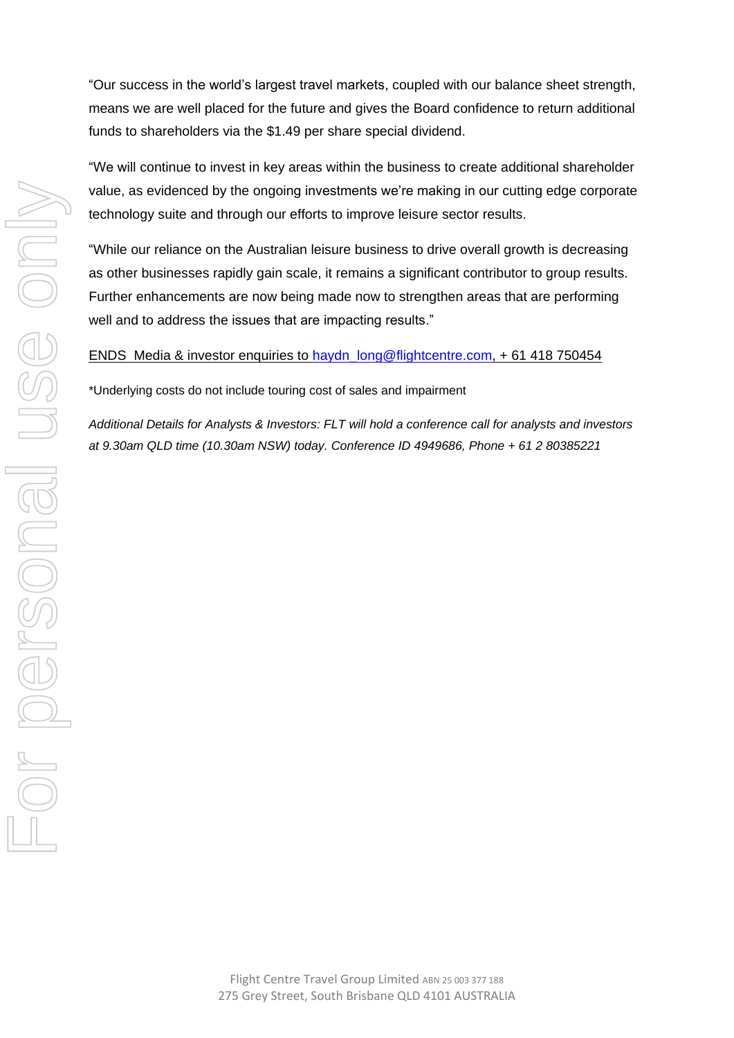"Our success in the world's largest travel markets, coupled with our balance sheet strength, means we are well placed for the future and gives the Board confidence to return additional funds to shareholders via the $1.49 per share special dividend.

"We will continue to invest in key areas within the business to create additional shareholder value, as evidenced by the ongoing investments we're making in our cutting edge corporate technology suite and through our efforts to improve leisure sector results.

"While our reliance on the Australian leisure business to drive overall growth is decreasing as other businesses rapidly gain scale, it remains a significant contributor to group results. Further enhancements are now being made now to strengthen areas that are performing well and to address the issues that are impacting results."

ENDS Media & investor enquiries to haydn_long@flightcentre.com, + 61 418 750454

*Underlying costs do not include touring cost of sales and impairment

*Additional Details for Analysts & Investors: FLT will hold a conference call for analysts and investors at 9.30am QLD time (10.30am NSW) today. Conference ID 4949686, Phone + 61 2 80385221*